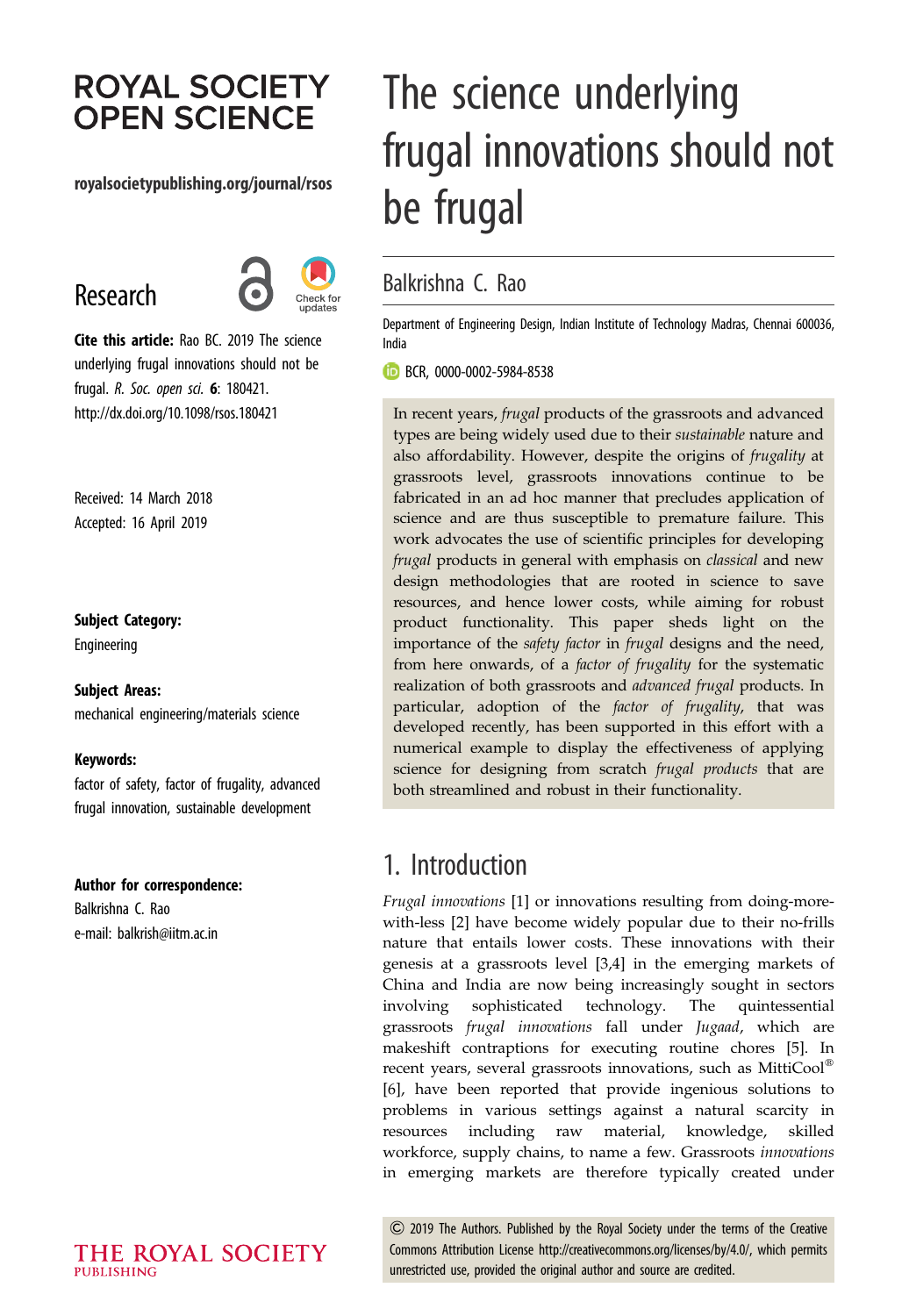# The science underlying frugal innovations should not be frugal

Balkrishna C. Rao

Department of Engineering Design, Indian Institute of Technology Madras, Chennai 600036, India

BCR, 0000-0002-5984-8538

**Cite this article:** Rao BC. 2019 The science underlying frugal innovations should not be frugal. *R. Soc. open sci.* **6**: 180421. http://dx.doi.org/10.1098/rsos.180421

Received: 14 March 2018
Accepted: 16 April 2019

**Subject Category:**
Engineering

**Subject Areas:**
mechanical engineering/materials science

**Keywords:**
factor of safety, factor of frugality, advanced frugal innovation, sustainable development

**Author for correspondence:**
Balkrishna C. Rao
e-mail: balkrish@iitm.ac.in

In recent years, *frugal* products of the grassroots and advanced types are being widely used due to their *sustainable* nature and also affordability. However, despite the origins of *frugality* at grassroots level, grassroots innovations continue to be fabricated in an ad hoc manner that precludes application of science and are thus susceptible to premature failure. This work advocates the use of scientific principles for developing *frugal* products in general with emphasis on *classical* and new design methodologies that are rooted in science to save resources, and hence lower costs, while aiming for robust product functionality. This paper sheds light on the importance of the *safety factor* in *frugal* designs and the need, from here onwards, of a *factor of frugality* for the systematic realization of both grassroots and *advanced frugal* products. In particular, adoption of the *factor of frugality*, that was developed recently, has been supported in this effort with a numerical example to display the effectiveness of applying science for designing from scratch *frugal products* that are both streamlined and robust in their functionality.

## 1. Introduction

*Frugal innovations* [1] or innovations resulting from doing-more-with-less [2] have become widely popular due to their no-frills nature that entails lower costs. These innovations with their genesis at a grassroots level [3,4] in the emerging markets of China and India are now being increasingly sought in sectors involving sophisticated technology. The quintessential grassroots *frugal innovations* fall under *Jugaad*, which are makeshift contraptions for executing routine chores [5]. In recent years, several grassroots innovations, such as MittiCool® [6], have been reported that provide ingenious solutions to problems in various settings against a natural scarcity in resources including raw material, knowledge, skilled workforce, supply chains, to name a few. Grassroots *innovations* in emerging markets are therefore typically created under

© 2019 The Authors. Published by the Royal Society under the terms of the Creative Commons Attribution License http://creativecommons.org/licenses/by/4.0/, which permits unrestricted use, provided the original author and source are credited.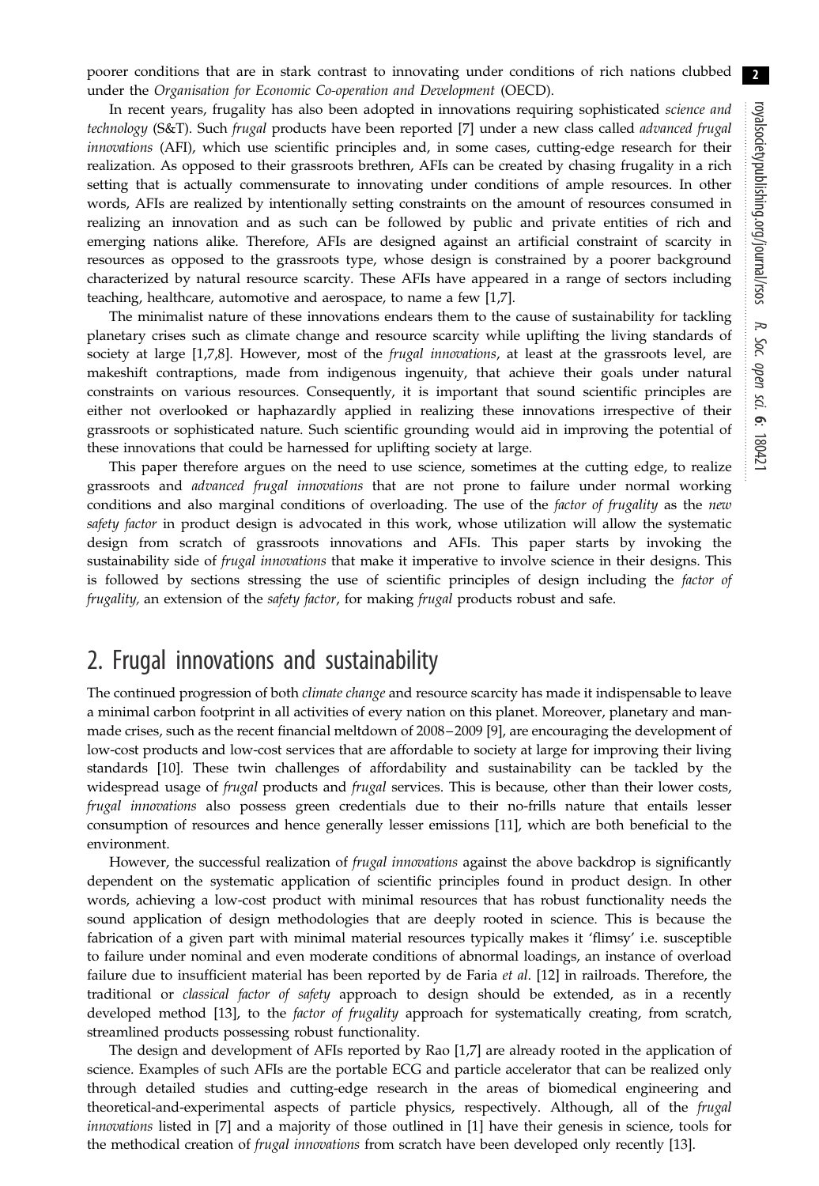poorer conditions that are in stark contrast to innovating under conditions of rich nations clubbed under the *Organisation for Economic Co-operation and Development* (OECD).

In recent years, frugality has also been adopted in innovations requiring sophisticated *science and technology* (S&T). Such *frugal* products have been reported [7] under a new class called *advanced frugal innovations* (AFI), which use scientific principles and, in some cases, cutting-edge research for their realization. As opposed to their grassroots brethren, AFIs can be created by chasing frugality in a rich setting that is actually commensurate to innovating under conditions of ample resources. In other words, AFIs are realized by intentionally setting constraints on the amount of resources consumed in realizing an innovation and as such can be followed by public and private entities of rich and emerging nations alike. Therefore, AFIs are designed against an artificial constraint of scarcity in resources as opposed to the grassroots type, whose design is constrained by a poorer background characterized by natural resource scarcity. These AFIs have appeared in a range of sectors including teaching, healthcare, automotive and aerospace, to name a few [1,7].

The minimalist nature of these innovations endears them to the cause of sustainability for tackling planetary crises such as climate change and resource scarcity while uplifting the living standards of society at large [1,7,8]. However, most of the *frugal innovations*, at least at the grassroots level, are makeshift contraptions, made from indigenous ingenuity, that achieve their goals under natural constraints on various resources. Consequently, it is important that sound scientific principles are either not overlooked or haphazardly applied in realizing these innovations irrespective of their grassroots or sophisticated nature. Such scientific grounding would aid in improving the potential of these innovations that could be harnessed for uplifting society at large.

This paper therefore argues on the need to use science, sometimes at the cutting edge, to realize grassroots and *advanced frugal innovations* that are not prone to failure under normal working conditions and also marginal conditions of overloading. The use of the *factor of frugality* as the *new safety factor* in product design is advocated in this work, whose utilization will allow the systematic design from scratch of grassroots innovations and AFIs. This paper starts by invoking the sustainability side of *frugal innovations* that make it imperative to involve science in their designs. This is followed by sections stressing the use of scientific principles of design including the *factor of frugality,* an extension of the *safety factor*, for making *frugal* products robust and safe.

## 2. Frugal innovations and sustainability

The continued progression of both *climate change* and resource scarcity has made it indispensable to leave a minimal carbon footprint in all activities of every nation on this planet. Moreover, planetary and man-made crises, such as the recent financial meltdown of 2008–2009 [9], are encouraging the development of low-cost products and low-cost services that are affordable to society at large for improving their living standards [10]. These twin challenges of affordability and sustainability can be tackled by the widespread usage of *frugal* products and *frugal* services. This is because, other than their lower costs, *frugal innovations* also possess green credentials due to their no-frills nature that entails lesser consumption of resources and hence generally lesser emissions [11], which are both beneficial to the environment.

However, the successful realization of *frugal innovations* against the above backdrop is significantly dependent on the systematic application of scientific principles found in product design. In other words, achieving a low-cost product with minimal resources that has robust functionality needs the sound application of design methodologies that are deeply rooted in science. This is because the fabrication of a given part with minimal material resources typically makes it 'flimsy' i.e. susceptible to failure under nominal and even moderate conditions of abnormal loadings, an instance of overload failure due to insufficient material has been reported by de Faria *et al*. [12] in railroads. Therefore, the traditional or *classical factor of safety* approach to design should be extended, as in a recently developed method [13], to the *factor of frugality* approach for systematically creating, from scratch, streamlined products possessing robust functionality.

The design and development of AFIs reported by Rao [1,7] are already rooted in the application of science. Examples of such AFIs are the portable ECG and particle accelerator that can be realized only through detailed studies and cutting-edge research in the areas of biomedical engineering and theoretical-and-experimental aspects of particle physics, respectively. Although, all of the *frugal innovations* listed in [7] and a majority of those outlined in [1] have their genesis in science, tools for the methodical creation of *frugal innovations* from scratch have been developed only recently [13].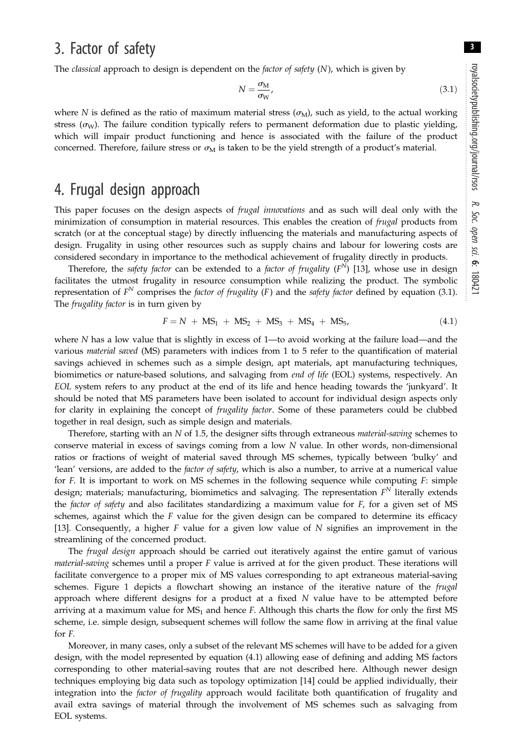## 3. Factor of safety

The *classical* approach to design is dependent on the *factor of safety* ($N$), which is given by

$$N = \frac{\sigma_M}{\sigma_W}, \tag{3.1}$$

where $N$ is defined as the ratio of maximum material stress ($\sigma_M$), such as yield, to the actual working stress ($\sigma_W$). The failure condition typically refers to permanent deformation due to plastic yielding, which will impair product functioning and hence is associated with the failure of the product concerned. Therefore, failure stress or $\sigma_M$ is taken to be the yield strength of a product's material.

## 4. Frugal design approach

This paper focuses on the design aspects of *frugal innovations* and as such will deal only with the minimization of consumption in material resources. This enables the creation of *frugal* products from scratch (or at the conceptual stage) by directly influencing the materials and manufacturing aspects of design. Frugality in using other resources such as supply chains and labour for lowering costs are considered secondary in importance to the methodical achievement of frugality directly in products.

Therefore, the *safety factor* can be extended to a *factor of frugality* ($F^N$) [13], whose use in design facilitates the utmost frugality in resource consumption while realizing the product. The symbolic representation of $F^N$ comprises the *factor of frugality* ($F$) and the *safety factor* defined by equation (3.1). The *frugality factor* is in turn given by

$$F = N + MS_1 + MS_2 + MS_3 + MS_4 + MS_5, \tag{4.1}$$

where $N$ has a low value that is slightly in excess of 1—to avoid working at the failure load—and the various *material saved* (MS) parameters with indices from 1 to 5 refer to the quantification of material savings achieved in schemes such as a simple design, apt materials, apt manufacturing techniques, biomimetics or nature-based solutions, and salvaging from *end of life* (EOL) systems, respectively. An *EOL* system refers to any product at the end of its life and hence heading towards the 'junkyard'. It should be noted that MS parameters have been isolated to account for individual design aspects only for clarity in explaining the concept of *frugality factor*. Some of these parameters could be clubbed together in real design, such as simple design and materials.

Therefore, starting with an $N$ of 1.5, the designer sifts through extraneous *material-saving* schemes to conserve material in excess of savings coming from a low $N$ value. In other words, non-dimensional ratios or fractions of weight of material saved through MS schemes, typically between 'bulky' and 'lean' versions, are added to the *factor of safety*, which is also a number, to arrive at a numerical value for $F$. It is important to work on MS schemes in the following sequence while computing $F$: simple design; materials; manufacturing, biomimetics and salvaging. The representation $F^N$ literally extends the *factor of safety* and also facilitates standardizing a maximum value for $F$, for a given set of MS schemes, against which the $F$ value for the given design can be compared to determine its efficacy [13]. Consequently, a higher $F$ value for a given low value of $N$ signifies an improvement in the streamlining of the concerned product.

The *frugal design* approach should be carried out iteratively against the entire gamut of various *material-saving* schemes until a proper $F$ value is arrived at for the given product. These iterations will facilitate convergence to a proper mix of MS values corresponding to apt extraneous material-saving schemes. Figure 1 depicts a flowchart showing an instance of the iterative nature of the *frugal* approach where different designs for a product at a fixed $N$ value have to be attempted before arriving at a maximum value for $MS_1$ and hence $F$. Although this charts the flow for only the first MS scheme, i.e. simple design, subsequent schemes will follow the same flow in arriving at the final value for $F$.

Moreover, in many cases, only a subset of the relevant MS schemes will have to be added for a given design, with the model represented by equation (4.1) allowing ease of defining and adding MS factors corresponding to other material-saving routes that are not described here. Although newer design techniques employing big data such as topology optimization [14] could be applied individually, their integration into the *factor of frugality* approach would facilitate both quantification of frugality and avail extra savings of material through the involvement of MS schemes such as salvaging from EOL systems.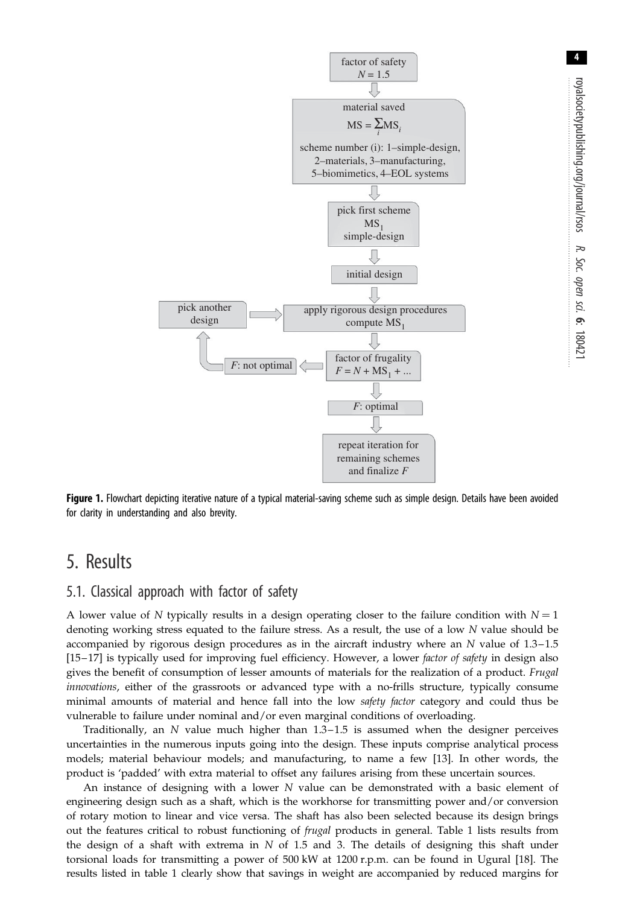Figure 1. Flowchart depicting iterative nature of a typical material-saving scheme such as simple design. Details have been avoided for clarity in understanding and also brevity.

## 5. Results

### 5.1. Classical approach with factor of safety

A lower value of $N$ typically results in a design operating closer to the failure condition with $N = 1$ denoting working stress equated to the failure stress. As a result, the use of a low $N$ value should be accompanied by rigorous design procedures as in the aircraft industry where an $N$ value of 1.3–1.5 [15–17] is typically used for improving fuel efficiency. However, a lower *factor of safety* in design also gives the benefit of consumption of lesser amounts of materials for the realization of a product. *Frugal innovations*, either of the grassroots or advanced type with a no-frills structure, typically consume minimal amounts of material and hence fall into the low *safety factor* category and could thus be vulnerable to failure under nominal and/or even marginal conditions of overloading.

Traditionally, an $N$ value much higher than 1.3–1.5 is assumed when the designer perceives uncertainties in the numerous inputs going into the design. These inputs comprise analytical process models; material behaviour models; and manufacturing, to name a few [13]. In other words, the product is 'padded' with extra material to offset any failures arising from these uncertain sources.

An instance of designing with a lower $N$ value can be demonstrated with a basic element of engineering design such as a shaft, which is the workhorse for transmitting power and/or conversion of rotary motion to linear and vice versa. The shaft has also been selected because its design brings out the features critical to robust functioning of *frugal* products in general. Table 1 lists results from the design of a shaft with extrema in $N$ of 1.5 and 3. The details of designing this shaft under torsional loads for transmitting a power of 500 kW at 1200 r.p.m. can be found in Ugural [18]. The results listed in table 1 clearly show that savings in weight are accompanied by reduced margins for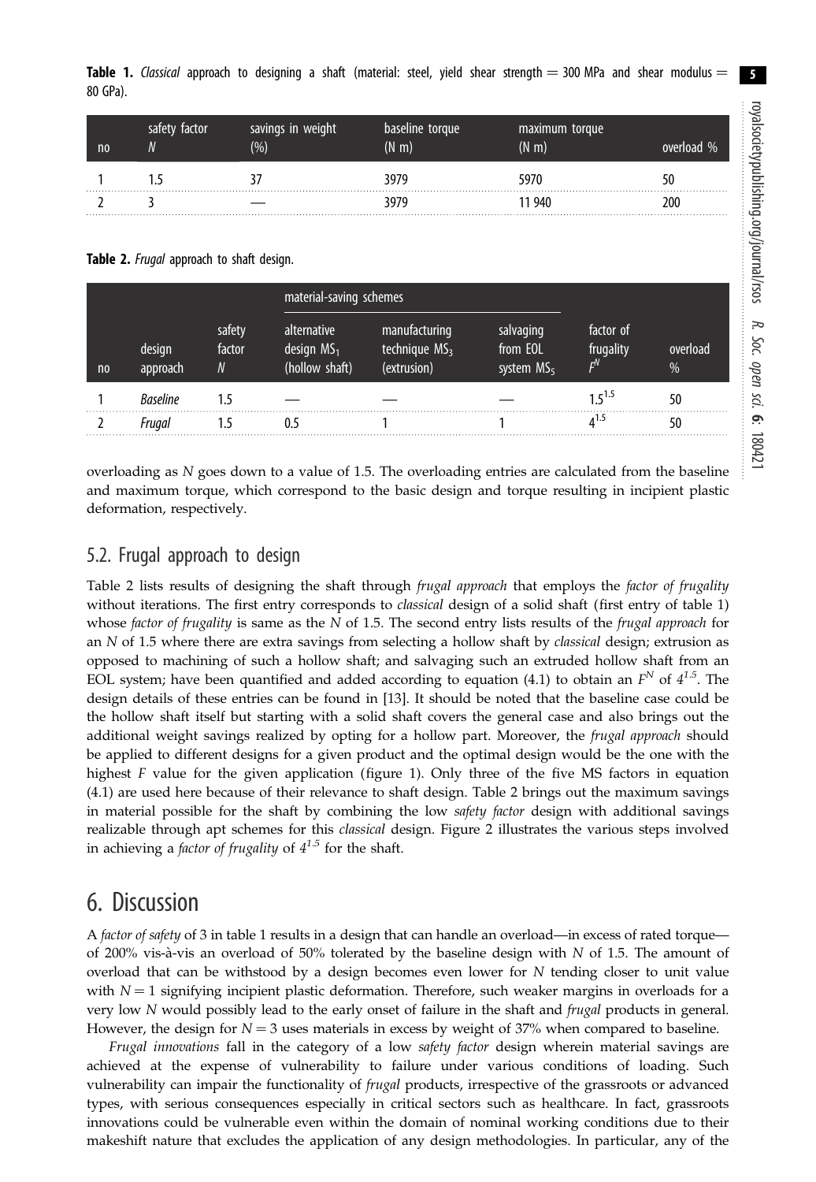**Table 1.** *Classical* approach to designing a shaft (material: steel, yield shear strength = 300 MPa and shear modulus = 80 GPa).

| no | safety factor $N$ | savings in weight (%) | baseline torque (N m) | maximum torque (N m) | overload % |
|---|---|---|---|---|---|
| 1 | 1.5 | 37 | 3979 | 5970 | 50 |
| 2 | 3 | — | 3979 | 11 940 | 200 |

**Table 2.** *Frugal* approach to shaft design.

| | | | material-saving schemes | | | | |
|---|---|---|---|---|---|---|---|
| no | design approach | safety factor $N$ | alternative design $MS_1$ (hollow shaft) | manufacturing technique $MS_3$ (extrusion) | salvaging from EOL system $MS_5$ | factor of frugality $F^N$ | overload % |
| 1 | *Baseline* | 1.5 | — | — | — | $1.5^{1.5}$ | 50 |
| 2 | *Frugal* | 1.5 | 0.5 | 1 | 1 | $4^{1.5}$ | 50 |

overloading as $N$ goes down to a value of 1.5. The overloading entries are calculated from the baseline and maximum torque, which correspond to the basic design and torque resulting in incipient plastic deformation, respectively.

## 5.2. Frugal approach to design

Table 2 lists results of designing the shaft through *frugal approach* that employs the *factor of frugality* without iterations. The first entry corresponds to *classical* design of a solid shaft (first entry of table 1) whose *factor of frugality* is same as the $N$ of 1.5. The second entry lists results of the *frugal approach* for an $N$ of 1.5 where there are extra savings from selecting a hollow shaft by *classical* design; extrusion as opposed to machining of such a hollow shaft; and salvaging such an extruded hollow shaft from an EOL system; have been quantified and added according to equation (4.1) to obtain an $F^N$ of $4^{1.5}$. The design details of these entries can be found in [13]. It should be noted that the baseline case could be the hollow shaft itself but starting with a solid shaft covers the general case and also brings out the additional weight savings realized by opting for a hollow part. Moreover, the *frugal approach* should be applied to different designs for a given product and the optimal design would be the one with the highest $F$ value for the given application (figure 1). Only three of the five MS factors in equation (4.1) are used here because of their relevance to shaft design. Table 2 brings out the maximum savings in material possible for the shaft by combining the low *safety factor* design with additional savings realizable through apt schemes for this *classical* design. Figure 2 illustrates the various steps involved in achieving a *factor of frugality* of $4^{1.5}$ for the shaft.

# 6. Discussion

A *factor of safety* of 3 in table 1 results in a design that can handle an overload—in excess of rated torque—of 200% vis-à-vis an overload of 50% tolerated by the baseline design with $N$ of 1.5. The amount of overload that can be withstood by a design becomes even lower for $N$ tending closer to unit value with $N = 1$ signifying incipient plastic deformation. Therefore, such weaker margins in overloads for a very low $N$ would possibly lead to the early onset of failure in the shaft and *frugal* products in general. However, the design for $N = 3$ uses materials in excess by weight of 37% when compared to baseline.

*Frugal innovations* fall in the category of a low *safety factor* design wherein material savings are achieved at the expense of vulnerability to failure under various conditions of loading. Such vulnerability can impair the functionality of *frugal* products, irrespective of the grassroots or advanced types, with serious consequences especially in critical sectors such as healthcare. In fact, grassroots innovations could be vulnerable even within the domain of nominal working conditions due to their makeshift nature that excludes the application of any design methodologies. In particular, any of the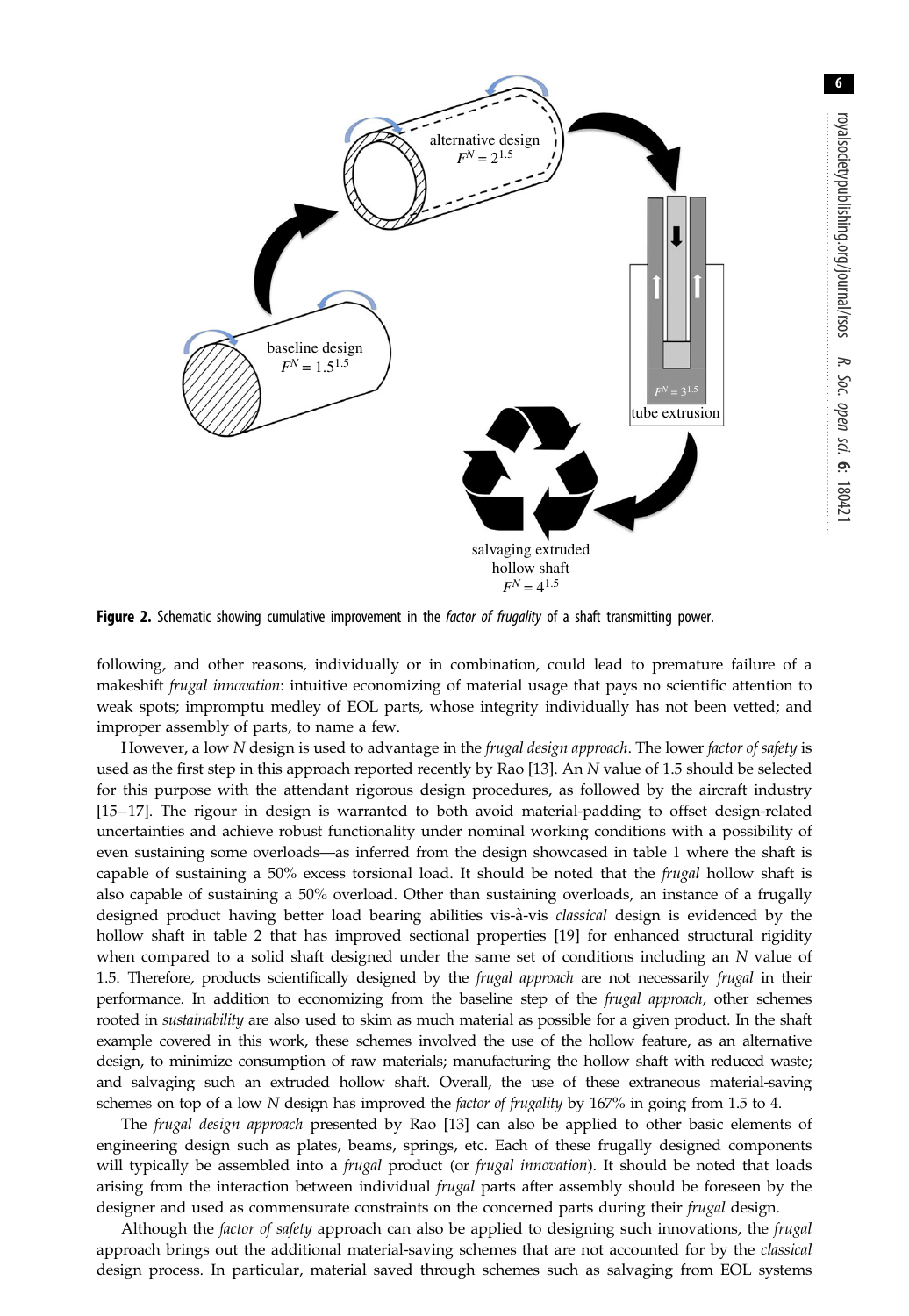**Figure 2.** Schematic showing cumulative improvement in the *factor of frugality* of a shaft transmitting power.

following, and other reasons, individually or in combination, could lead to premature failure of a makeshift *frugal innovation*: intuitive economizing of material usage that pays no scientific attention to weak spots; impromptu medley of EOL parts, whose integrity individually has not been vetted; and improper assembly of parts, to name a few.

However, a low $N$ design is used to advantage in the *frugal design approach*. The lower *factor of safety* is used as the first step in this approach reported recently by Rao [13]. An $N$ value of 1.5 should be selected for this purpose with the attendant rigorous design procedures, as followed by the aircraft industry [15–17]. The rigour in design is warranted to both avoid material-padding to offset design-related uncertainties and achieve robust functionality under nominal working conditions with a possibility of even sustaining some overloads—as inferred from the design showcased in table 1 where the shaft is capable of sustaining a 50% excess torsional load. It should be noted that the *frugal* hollow shaft is also capable of sustaining a 50% overload. Other than sustaining overloads, an instance of a frugally designed product having better load bearing abilities vis-à-vis *classical* design is evidenced by the hollow shaft in table 2 that has improved sectional properties [19] for enhanced structural rigidity when compared to a solid shaft designed under the same set of conditions including an $N$ value of 1.5. Therefore, products scientifically designed by the *frugal approach* are not necessarily *frugal* in their performance. In addition to economizing from the baseline step of the *frugal approach*, other schemes rooted in *sustainability* are also used to skim as much material as possible for a given product. In the shaft example covered in this work, these schemes involved the use of the hollow feature, as an alternative design, to minimize consumption of raw materials; manufacturing the hollow shaft with reduced waste; and salvaging such an extruded hollow shaft. Overall, the use of these extraneous material-saving schemes on top of a low $N$ design has improved the *factor of frugality* by 167% in going from 1.5 to 4.

The *frugal design approach* presented by Rao [13] can also be applied to other basic elements of engineering design such as plates, beams, springs, etc. Each of these frugally designed components will typically be assembled into a *frugal* product (or *frugal innovation*). It should be noted that loads arising from the interaction between individual *frugal* parts after assembly should be foreseen by the designer and used as commensurate constraints on the concerned parts during their *frugal* design.

Although the *factor of safety* approach can also be applied to designing such innovations, the *frugal* approach brings out the additional material-saving schemes that are not accounted for by the *classical* design process. In particular, material saved through schemes such as salvaging from EOL systems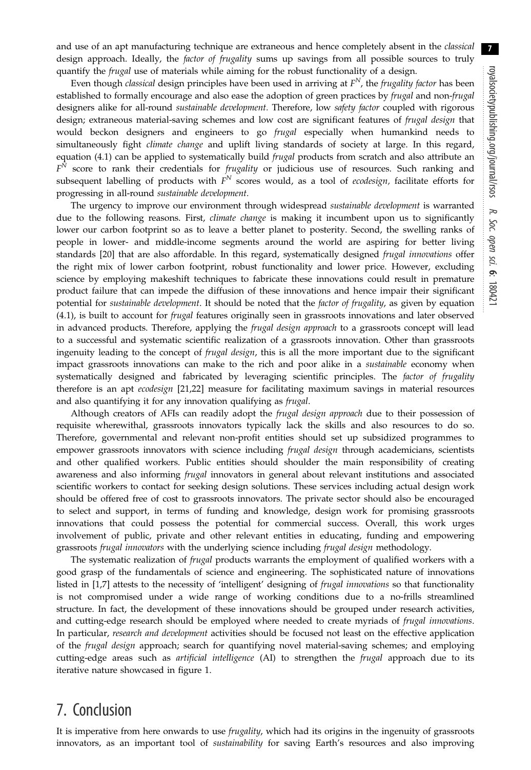and use of an apt manufacturing technique are extraneous and hence completely absent in the *classical* design approach. Ideally, the *factor of frugality* sums up savings from all possible sources to truly quantify the *frugal* use of materials while aiming for the robust functionality of a design.

Even though *classical* design principles have been used in arriving at $F^N$, the *frugality factor* has been established to formally encourage and also ease the adoption of green practices by *frugal* and non-*frugal* designers alike for all-round *sustainable development*. Therefore, low *safety factor* coupled with rigorous design; extraneous material-saving schemes and low cost are significant features of *frugal design* that would beckon designers and engineers to go *frugal* especially when humankind needs to simultaneously fight *climate change* and uplift living standards of society at large. In this regard, equation (4.1) can be applied to systematically build *frugal* products from scratch and also attribute an $F^N$ score to rank their credentials for *frugality* or judicious use of resources. Such ranking and subsequent labelling of products with $F^N$ scores would, as a tool of *ecodesign*, facilitate efforts for progressing in all-round *sustainable development*.

The urgency to improve our environment through widespread *sustainable development* is warranted due to the following reasons. First, *climate change* is making it incumbent upon us to significantly lower our carbon footprint so as to leave a better planet to posterity. Second, the swelling ranks of people in lower- and middle-income segments around the world are aspiring for better living standards [20] that are also affordable. In this regard, systematically designed *frugal innovations* offer the right mix of lower carbon footprint, robust functionality and lower price. However, excluding science by employing makeshift techniques to fabricate these innovations could result in premature product failure that can impede the diffusion of these innovations and hence impair their significant potential for *sustainable development*. It should be noted that the *factor of frugality*, as given by equation (4.1), is built to account for *frugal* features originally seen in grassroots innovations and later observed in advanced products. Therefore, applying the *frugal design approach* to a grassroots concept will lead to a successful and systematic scientific realization of a grassroots innovation. Other than grassroots ingenuity leading to the concept of *frugal design*, this is all the more important due to the significant impact grassroots innovations can make to the rich and poor alike in a *sustainable* economy when systematically designed and fabricated by leveraging scientific principles. The *factor of frugality* therefore is an apt *ecodesign* [21,22] measure for facilitating maximum savings in material resources and also quantifying it for any innovation qualifying as *frugal*.

Although creators of AFIs can readily adopt the *frugal design approach* due to their possession of requisite wherewithal, grassroots innovators typically lack the skills and also resources to do so. Therefore, governmental and relevant non-profit entities should set up subsidized programmes to empower grassroots innovators with science including *frugal design* through academicians, scientists and other qualified workers. Public entities should shoulder the main responsibility of creating awareness and also informing *frugal* innovators in general about relevant institutions and associated scientific workers to contact for seeking design solutions. These services including actual design work should be offered free of cost to grassroots innovators. The private sector should also be encouraged to select and support, in terms of funding and knowledge, design work for promising grassroots innovations that could possess the potential for commercial success. Overall, this work urges involvement of public, private and other relevant entities in educating, funding and empowering grassroots *frugal innovators* with the underlying science including *frugal design* methodology.

The systematic realization of *frugal* products warrants the employment of qualified workers with a good grasp of the fundamentals of science and engineering. The sophisticated nature of innovations listed in [1,7] attests to the necessity of 'intelligent' designing of *frugal innovations* so that functionality is not compromised under a wide range of working conditions due to a no-frills streamlined structure. In fact, the development of these innovations should be grouped under research activities, and cutting-edge research should be employed where needed to create myriads of *frugal innovations*. In particular, *research and development* activities should be focused not least on the effective application of the *frugal design* approach; search for quantifying novel material-saving schemes; and employing cutting-edge areas such as *artificial intelligence* (AI) to strengthen the *frugal* approach due to its iterative nature showcased in figure 1.

## 7. Conclusion

It is imperative from here onwards to use *frugality*, which had its origins in the ingenuity of grassroots innovators, as an important tool of *sustainability* for saving Earth's resources and also improving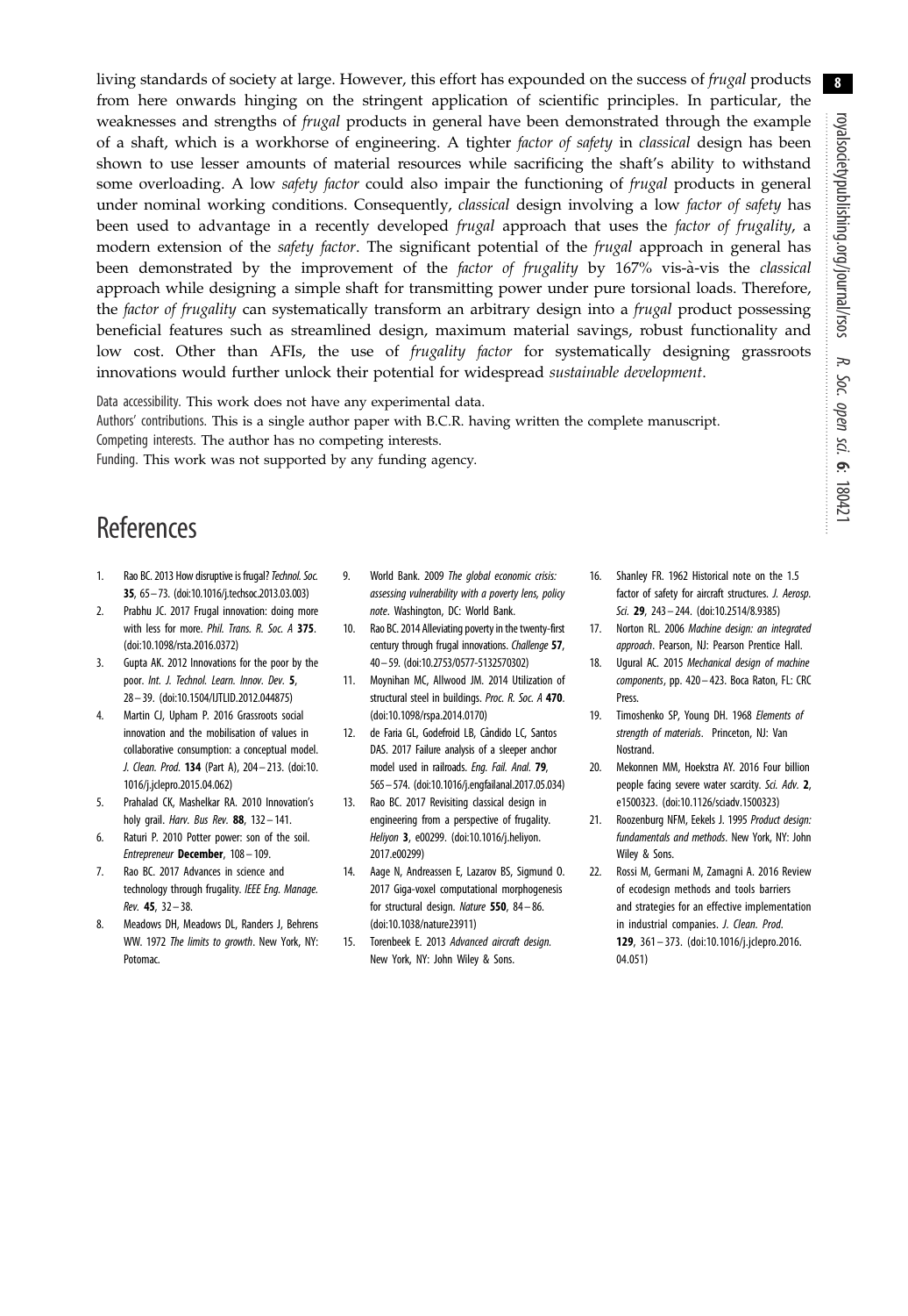living standards of society at large. However, this effort has expounded on the success of *frugal* products from here onwards hinging on the stringent application of scientific principles. In particular, the weaknesses and strengths of *frugal* products in general have been demonstrated through the example of a shaft, which is a workhorse of engineering. A tighter *factor of safety* in *classical* design has been shown to use lesser amounts of material resources while sacrificing the shaft's ability to withstand some overloading. A low *safety factor* could also impair the functioning of *frugal* products in general under nominal working conditions. Consequently, *classical* design involving a low *factor of safety* has been used to advantage in a recently developed *frugal* approach that uses the *factor of frugality*, a modern extension of the *safety factor*. The significant potential of the *frugal* approach in general has been demonstrated by the improvement of the *factor of frugality* by 167% vis-à-vis the *classical* approach while designing a simple shaft for transmitting power under pure torsional loads. Therefore, the *factor of frugality* can systematically transform an arbitrary design into a *frugal* product possessing beneficial features such as streamlined design, maximum material savings, robust functionality and low cost. Other than AFIs, the use of *frugality factor* for systematically designing grassroots innovations would further unlock their potential for widespread *sustainable development*.

Data accessibility. This work does not have any experimental data.

Authors' contributions. This is a single author paper with B.C.R. having written the complete manuscript.

Competing interests. The author has no competing interests.

Funding. This work was not supported by any funding agency.

# References

1. Rao BC. 2013 How disruptive is frugal? *Technol. Soc.* **35**, 65–73. (doi:10.1016/j.techsoc.2013.03.003)
2. Prabhu JC. 2017 Frugal innovation: doing more with less for more. *Phil. Trans. R. Soc. A* **375**. (doi:10.1098/rsta.2016.0372)
3. Gupta AK. 2012 Innovations for the poor by the poor. *Int. J. Technol. Learn. Innov. Dev.* **5**, 28–39. (doi:10.1504/IJTLID.2012.044875)
4. Martin CJ, Upham P. 2016 Grassroots social innovation and the mobilisation of values in collaborative consumption: a conceptual model. *J. Clean. Prod.* **134** (Part A), 204–213. (doi:10.1016/j.jclepro.2015.04.062)
5. Prahalad CK, Mashelkar RA. 2010 Innovation's holy grail. *Harv. Bus Rev.* **88**, 132–141.
6. Raturi P. 2010 Potter power: son of the soil. *Entrepreneur* **December**, 108–109.
7. Rao BC. 2017 Advances in science and technology through frugality. *IEEE Eng. Manage. Rev.* **45**, 32–38.
8. Meadows DH, Meadows DL, Randers J, Behrens WW. 1972 *The limits to growth*. New York, NY: Potomac.
9. World Bank. 2009 *The global economic crisis: assessing vulnerability with a poverty lens, policy note*. Washington, DC: World Bank.
10. Rao BC. 2014 Alleviating poverty in the twenty-first century through frugal innovations. *Challenge* **57**, 40–59. (doi:10.2753/0577-5132570302)
11. Moynihan MC, Allwood JM. 2014 Utilization of structural steel in buildings. *Proc. R. Soc. A* **470**. (doi:10.1098/rspa.2014.0170)
12. de Faria GL, Godefroid LB, Cândido LC, Santos DAS. 2017 Failure analysis of a sleeper anchor model used in railroads. *Eng. Fail. Anal.* **79**, 565–574. (doi:10.1016/j.engfailanal.2017.05.034)
13. Rao BC. 2017 Revisiting classical design in engineering from a perspective of frugality. *Heliyon* **3**, e00299. (doi:10.1016/j.heliyon.2017.e00299)
14. Aage N, Andreassen E, Lazarov BS, Sigmund O. 2017 Giga-voxel computational morphogenesis for structural design. *Nature* **550**, 84–86. (doi:10.1038/nature23911)
15. Torenbeek E. 2013 *Advanced aircraft design*. New York, NY: John Wiley & Sons.
16. Shanley FR. 1962 Historical note on the 1.5 factor of safety for aircraft structures. *J. Aerosp. Sci.* **29**, 243–244. (doi:10.2514/8.9385)
17. Norton RL. 2006 *Machine design: an integrated approach*. Pearson, NJ: Pearson Prentice Hall.
18. Ugural AC. 2015 *Mechanical design of machine components*, pp. 420–423. Boca Raton, FL: CRC Press.
19. Timoshenko SP, Young DH. 1968 *Elements of strength of materials*. Princeton, NJ: Van Nostrand.
20. Mekonnen MM, Hoekstra AY. 2016 Four billion people facing severe water scarcity. *Sci. Adv.* **2**, e1500323. (doi:10.1126/sciadv.1500323)
21. Roozenburg NFM, Eekels J. 1995 *Product design: fundamentals and methods*. New York, NY: John Wiley & Sons.
22. Rossi M, Germani M, Zamagni A. 2016 Review of ecodesign methods and tools barriers and strategies for an effective implementation in industrial companies. *J. Clean. Prod.* **129**, 361–373. (doi:10.1016/j.jclepro.2016.04.051)